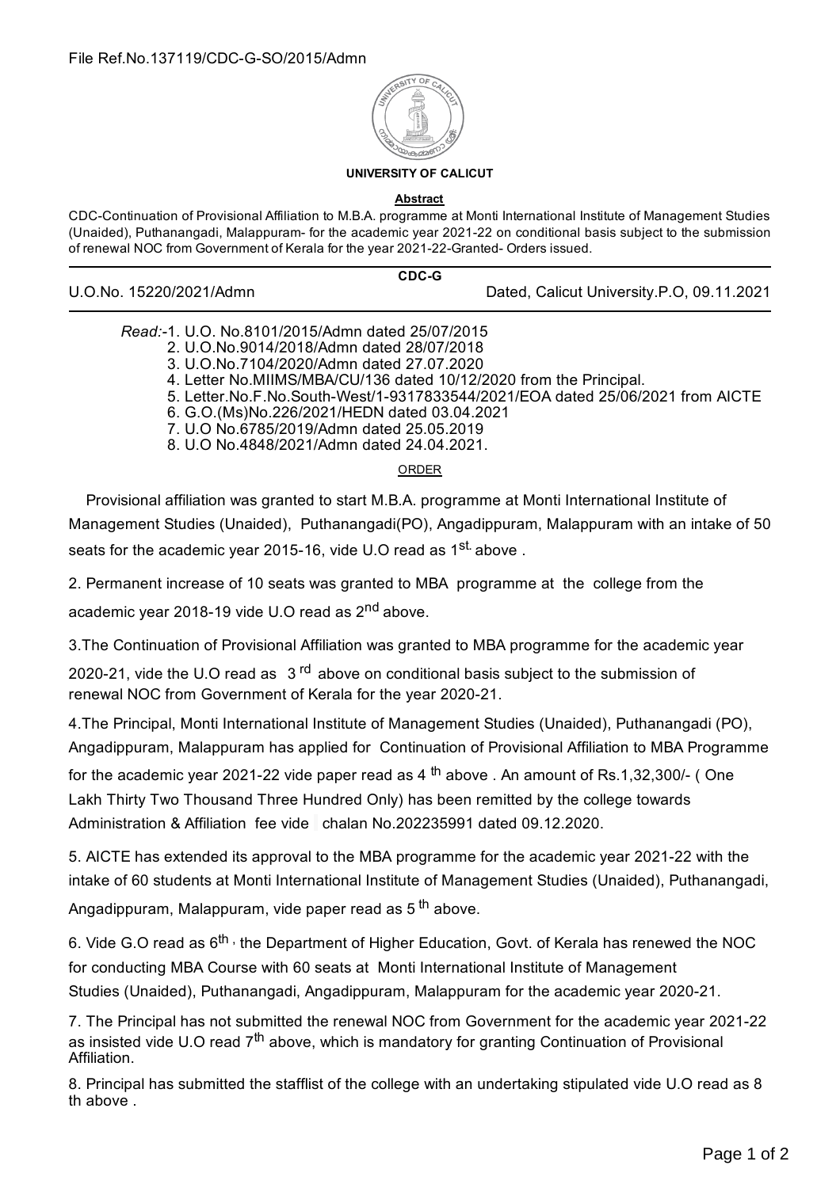File Ref.No.137119/CDC-G-SO/2015/Admn

**UNIVERSITY OF CALICUT**

**Abstract**

CDC-Continuation of Provisional Affiliation to M.B.A. programme at Monti International Institute of Management Studies (Unaided), Puthanangadi, Malappuram- for the academic year 2021-22 on conditional basis subject to the submission of renewal NOC from Government of Kerala for the year 2021-22-Granted- Orders issued.

**CDC-G**

U.O.No. 15220/2021/Admn — Dated, Calicut University.P.O, 09.11.2021

*Read:*-1. U.O. No.8101/2015/Admn dated 25/07/2015
2. U.O.No.9014/2018/Admn dated 28/07/2018
3. U.O.No.7104/2020/Admn dated 27.07.2020
4. Letter No.MIIMS/MBA/CU/136 dated 10/12/2020 from the Principal.
5. Letter.No.F.No.South-West/1-9317833544/2021/EOA dated 25/06/2021 from AICTE
6. G.O.(Ms)No.226/2021/HEDN dated 03.04.2021
7. U.O No.6785/2019/Admn dated 25.05.2019
8. U.O No.4848/2021/Admn dated 24.04.2021.

ORDER

Provisional affiliation was granted to start M.B.A. programme at Monti International Institute of Management Studies (Unaided), Puthanangadi(PO), Angadippuram, Malappuram with an intake of 50 seats for the academic year 2015-16, vide U.O read as 1st. above .

2. Permanent increase of 10 seats was granted to MBA programme at the college from the academic year 2018-19 vide U.O read as 2nd above.

3.The Continuation of Provisional Affiliation was granted to MBA programme for the academic year 2020-21, vide the U.O read as 3rd above on conditional basis subject to the submission of renewal NOC from Government of Kerala for the year 2020-21.

4.The Principal, Monti International Institute of Management Studies (Unaided), Puthanangadi (PO), Angadippuram, Malappuram has applied for Continuation of Provisional Affiliation to MBA Programme for the academic year 2021-22 vide paper read as 4th above . An amount of Rs.1,32,300/- ( One Lakh Thirty Two Thousand Three Hundred Only) has been remitted by the college towards Administration & Affiliation fee vide chalan No.202235991 dated 09.12.2020.

5. AICTE has extended its approval to the MBA programme for the academic year 2021-22 with the intake of 60 students at Monti International Institute of Management Studies (Unaided), Puthanangadi, Angadippuram, Malappuram, vide paper read as 5th above.

6. Vide G.O read as 6th , the Department of Higher Education, Govt. of Kerala has renewed the NOC for conducting MBA Course with 60 seats at Monti International Institute of Management Studies (Unaided), Puthanangadi, Angadippuram, Malappuram for the academic year 2020-21.

7. The Principal has not submitted the renewal NOC from Government for the academic year 2021-22 as insisted vide U.O read 7th above, which is mandatory for granting Continuation of Provisional Affiliation.

8. Principal has submitted the stafflist of the college with an undertaking stipulated vide U.O read as 8 th above .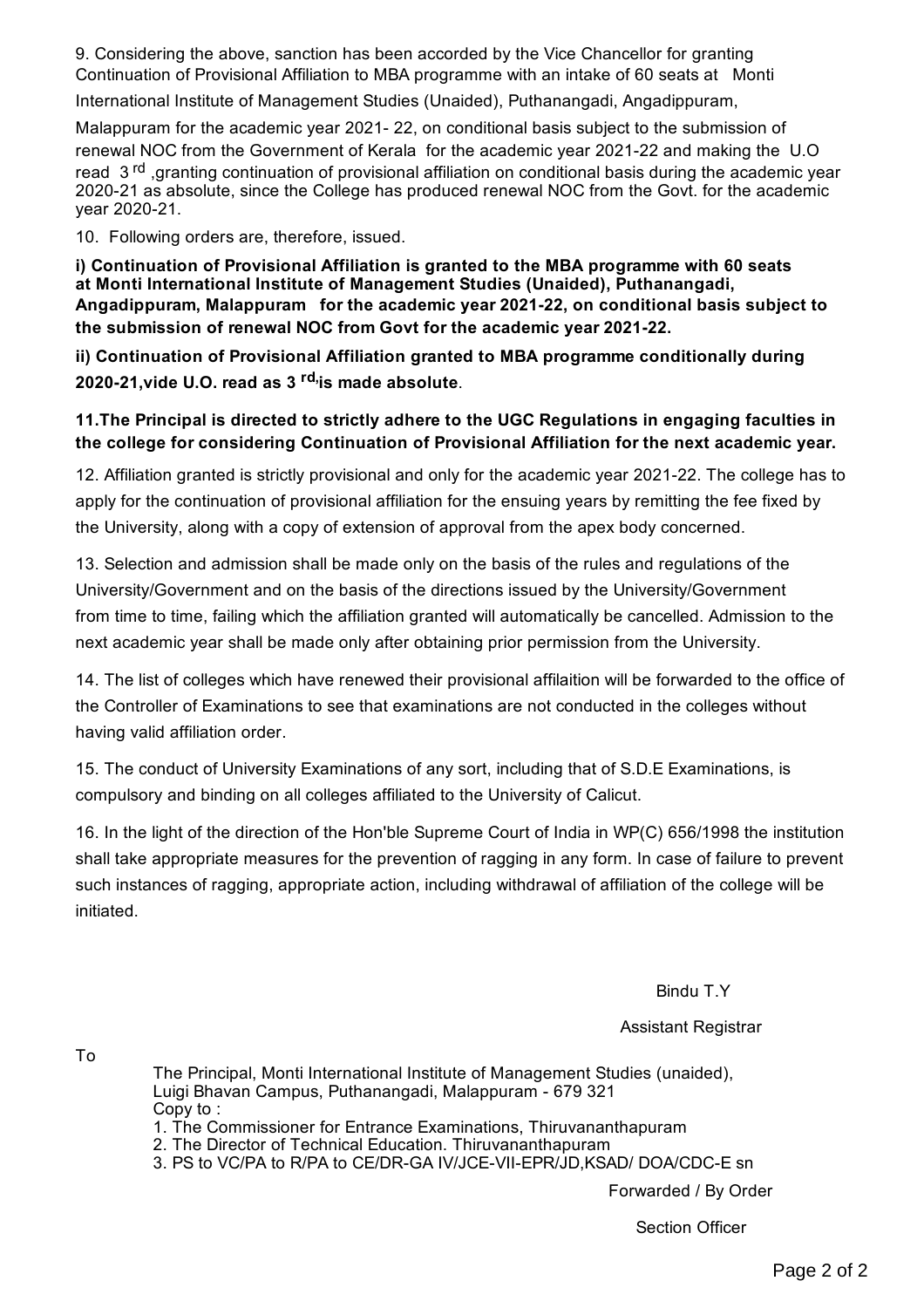9. Considering the above, sanction has been accorded by the Vice Chancellor for granting Continuation of Provisional Affiliation to MBA programme with an intake of 60 seats at Monti International Institute of Management Studies (Unaided), Puthanangadi, Angadippuram, Malappuram for the academic year 2021- 22, on conditional basis subject to the submission of renewal NOC from the Government of Kerala for the academic year 2021-22 and making the U.O read 3 rd ,granting continuation of provisional affiliation on conditional basis during the academic year 2020-21 as absolute, since the College has produced renewal NOC from the Govt. for the academic year 2020-21.

10. Following orders are, therefore, issued.

**i) Continuation of Provisional Affiliation is granted to the MBA programme with 60 seats at Monti International Institute of Management Studies (Unaided), Puthanangadi, Angadippuram, Malappuram for the academic year 2021-22, on conditional basis subject to the submission of renewal NOC from Govt for the academic year 2021-22.**

**ii) Continuation of Provisional Affiliation granted to MBA programme conditionally during 2020-21,vide U.O. read as 3 rd,is made absolute**.

**11.The Principal is directed to strictly adhere to the UGC Regulations in engaging faculties in the college for considering Continuation of Provisional Affiliation for the next academic year.**

12. Affiliation granted is strictly provisional and only for the academic year 2021-22. The college has to apply for the continuation of provisional affiliation for the ensuing years by remitting the fee fixed by the University, along with a copy of extension of approval from the apex body concerned.

13. Selection and admission shall be made only on the basis of the rules and regulations of the University/Government and on the basis of the directions issued by the University/Government from time to time, failing which the affiliation granted will automatically be cancelled. Admission to the next academic year shall be made only after obtaining prior permission from the University.

14. The list of colleges which have renewed their provisional affilaition will be forwarded to the office of the Controller of Examinations to see that examinations are not conducted in the colleges without having valid affiliation order.

15. The conduct of University Examinations of any sort, including that of S.D.E Examinations, is compulsory and binding on all colleges affiliated to the University of Calicut.

16. In the light of the direction of the Hon'ble Supreme Court of India in WP(C) 656/1998 the institution shall take appropriate measures for the prevention of ragging in any form. In case of failure to prevent such instances of ragging, appropriate action, including withdrawal of affiliation of the college will be initiated.

Bindu T.Y

Assistant Registrar

To

The Principal, Monti International Institute of Management Studies (unaided), Luigi Bhavan Campus, Puthanangadi, Malappuram - 679 321

Copy to :

1. The Commissioner for Entrance Examinations, Thiruvananthapuram
2. The Director of Technical Education. Thiruvananthapuram
3. PS to VC/PA to R/PA to CE/DR-GA IV/JCE-VII-EPR/JD,KSAD/ DOA/CDC-E sn

Forwarded / By Order

Section Officer